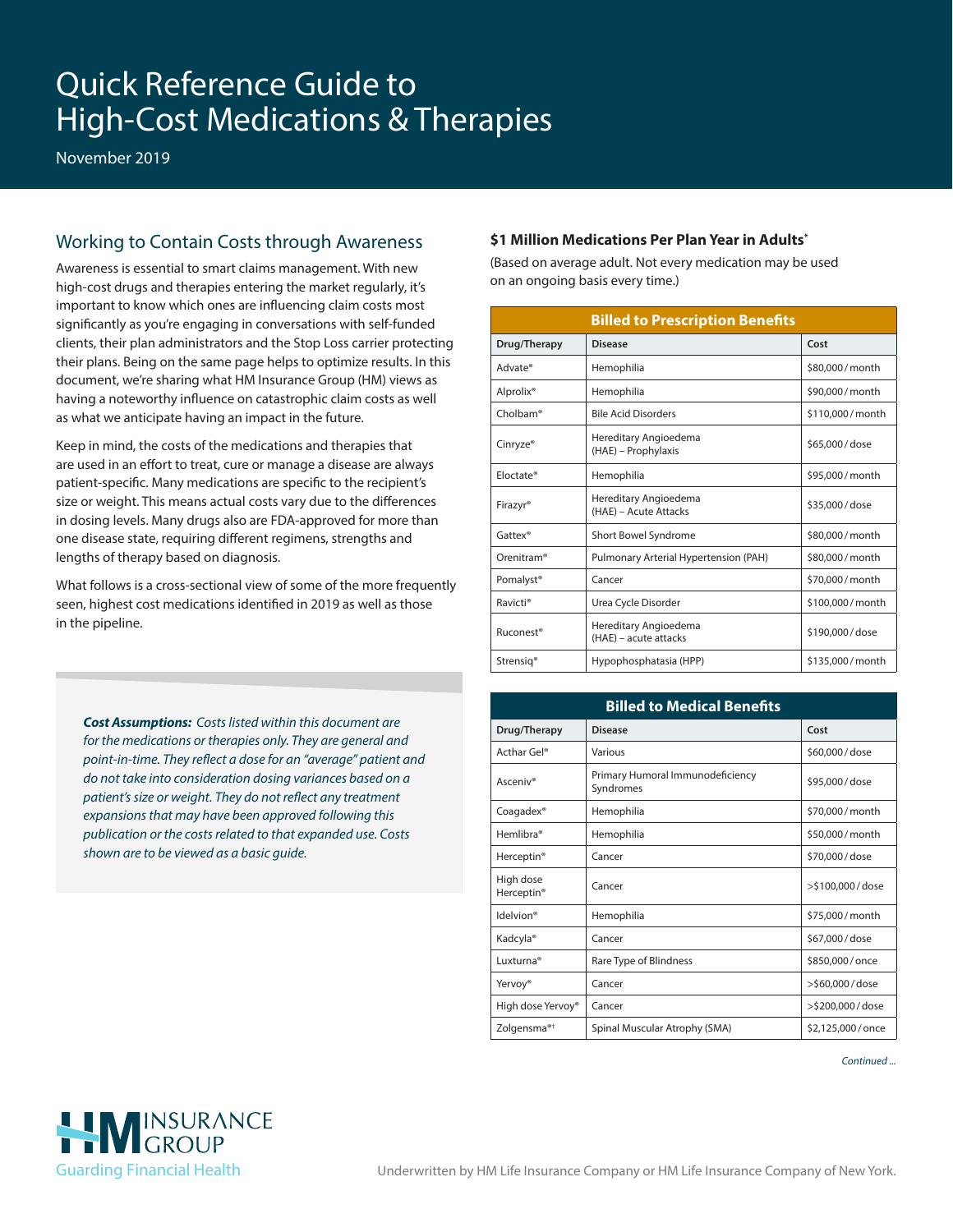# Quick Reference Guide to High-Cost Medications & Therapies

November 2019

## Working to Contain Costs through Awareness

Awareness is essential to smart claims management. With new high-cost drugs and therapies entering the market regularly, it's important to know which ones are influencing claim costs most significantly as you're engaging in conversations with self-funded clients, their plan administrators and the Stop Loss carrier protecting their plans. Being on the same page helps to optimize results. In this document, we're sharing what HM Insurance Group (HM) views as having a noteworthy influence on catastrophic claim costs as well as what we anticipate having an impact in the future.

Keep in mind, the costs of the medications and therapies that are used in an effort to treat, cure or manage a disease are always patient-specific. Many medications are specific to the recipient's size or weight. This means actual costs vary due to the differences in dosing levels. Many drugs also are FDA-approved for more than one disease state, requiring different regimens, strengths and lengths of therapy based on diagnosis.

What follows is a cross-sectional view of some of the more frequently seen, highest cost medications identified in 2019 as well as those in the pipeline.

***Cost Assumptions:*** *Costs listed within this document are for the medications or therapies only. They are general and point-in-time. They reflect a dose for an "average" patient and do not take into consideration dosing variances based on a patient's size or weight. They do not reflect any treatment expansions that may have been approved following this publication or the costs related to that expanded use. Costs shown are to be viewed as a basic guide.*

### $1 Million Medications Per Plan Year in Adults*

(Based on average adult. Not every medication may be used on an ongoing basis every time.)

**Billed to Prescription Benefits**

| Drug/Therapy | Disease | Cost |
|---|---|---|
| Advate® | Hemophilia | $80,000 / month |
| Alprolix® | Hemophilia | $90,000 / month |
| Cholbam® | Bile Acid Disorders | $110,000 / month |
| Cinryze® | Hereditary Angioedema (HAE) – Prophylaxis | $65,000 / dose |
| Eloctate® | Hemophilia | $95,000 / month |
| Firazyr® | Hereditary Angioedema (HAE) – Acute Attacks | $35,000 / dose |
| Gattex® | Short Bowel Syndrome | $80,000 / month |
| Orenitram® | Pulmonary Arterial Hypertension (PAH) | $80,000 / month |
| Pomalyst® | Cancer | $70,000 / month |
| Ravicti® | Urea Cycle Disorder | $100,000 / month |
| Ruconest® | Hereditary Angioedema (HAE) – acute attacks | $190,000 / dose |
| Strensiq® | Hypophosphatasia (HPP) | $135,000 / month |

**Billed to Medical Benefits**

| Drug/Therapy | Disease | Cost |
|---|---|---|
| Acthar Gel® | Various | $60,000 / dose |
| Asceniv® | Primary Humoral Immunodeficiency Syndromes | $95,000 / dose |
| Coagadex® | Hemophilia | $70,000 / month |
| Hemlibra® | Hemophilia | $50,000 / month |
| Herceptin® | Cancer | $70,000 / dose |
| High dose Herceptin® | Cancer | >$100,000 / dose |
| Idelvion® | Hemophilia | $75,000 / month |
| Kadcyla® | Cancer | $67,000 / dose |
| Luxturna® | Rare Type of Blindness | $850,000 / once |
| Yervoy® | Cancer | >$60,000 / dose |
| High dose Yervoy® | Cancer | >$200,000 / dose |
| Zolgensma®† | Spinal Muscular Atrophy (SMA) | $2,125,000 / once |

*Continued ...*

Underwritten by HM Life Insurance Company or HM Life Insurance Company of New York.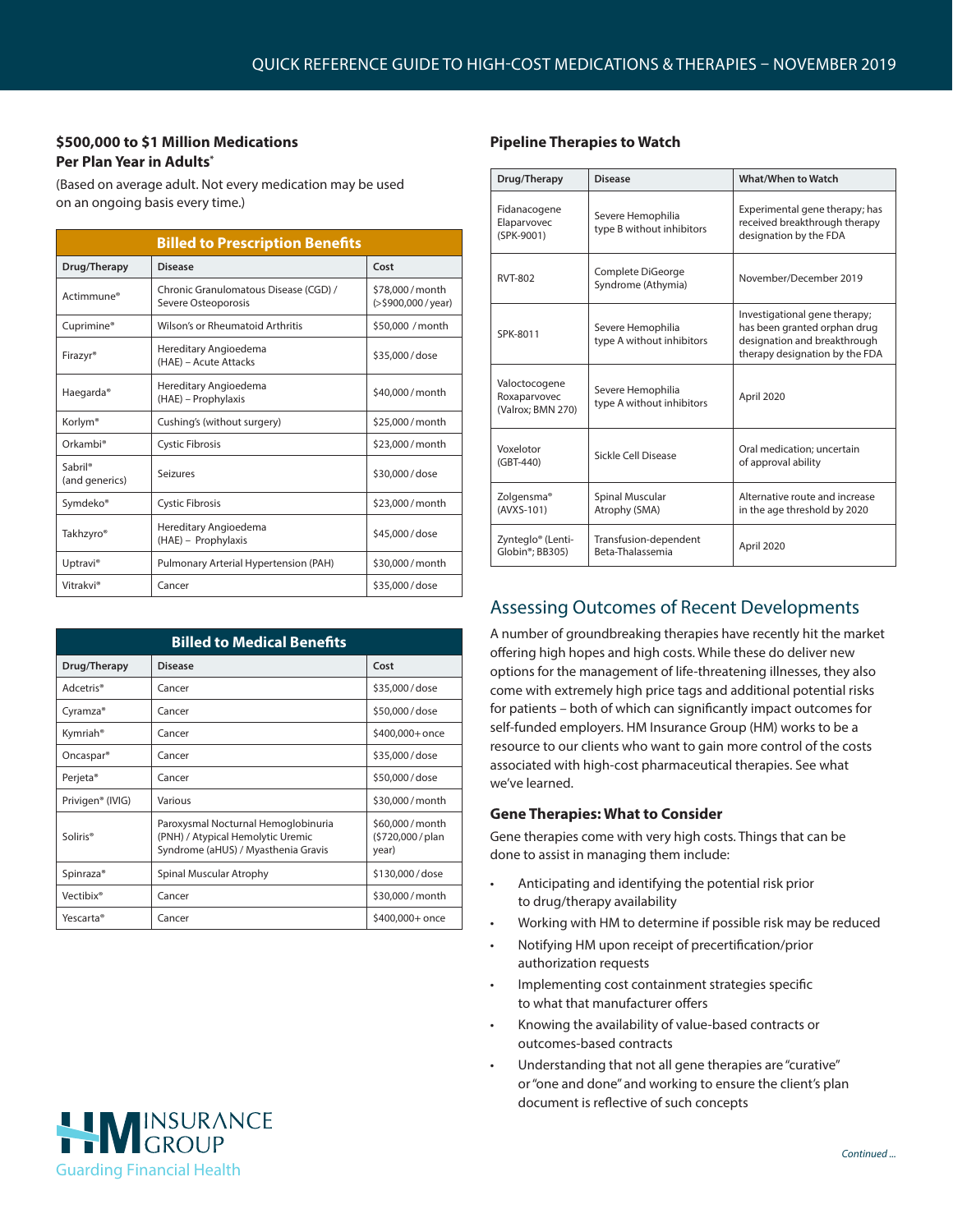## $500,000 to $1 Million Medications Per Plan Year in Adults*

(Based on average adult. Not every medication may be used on an ongoing basis every time.)

| Billed to Prescription Benefits | | |
|---|---|---|
| **Drug/Therapy** | **Disease** | **Cost** |
| Actimmune® | Chronic Granulomatous Disease (CGD) / Severe Osteoporosis | $78,000 / month (>$900,000 / year) |
| Cuprimine® | Wilson's or Rheumatoid Arthritis | $50,000 / month |
| Firazyr® | Hereditary Angioedema (HAE) – Acute Attacks | $35,000 / dose |
| Haegarda® | Hereditary Angioedema (HAE) – Prophylaxis | $40,000 / month |
| Korlym® | Cushing's (without surgery) | $25,000 / month |
| Orkambi® | Cystic Fibrosis | $23,000 / month |
| Sabril® (and generics) | Seizures | $30,000 / dose |
| Symdeko® | Cystic Fibrosis | $23,000 / month |
| Takhzyro® | Hereditary Angioedema (HAE) – Prophylaxis | $45,000 / dose |
| Uptravi® | Pulmonary Arterial Hypertension (PAH) | $30,000 / month |
| Vitrakvi® | Cancer | $35,000 / dose |

| Billed to Medical Benefits | | |
|---|---|---|
| **Drug/Therapy** | **Disease** | **Cost** |
| Adcetris® | Cancer | $35,000 / dose |
| Cyramza® | Cancer | $50,000 / dose |
| Kymriah® | Cancer | $400,000+ once |
| Oncaspar® | Cancer | $35,000 / dose |
| Perjeta® | Cancer | $50,000 / dose |
| Privigen® (IVIG) | Various | $30,000 / month |
| Soliris® | Paroxysmal Nocturnal Hemoglobinuria (PNH) / Atypical Hemolytic Uremic Syndrome (aHUS) / Myasthenia Gravis | $60,000 / month ($720,000 / plan year) |
| Spinraza® | Spinal Muscular Atrophy | $130,000 / dose |
| Vectibix® | Cancer | $30,000 / month |
| Yescarta® | Cancer | $400,000+ once |

## Pipeline Therapies to Watch

| Drug/Therapy | Disease | What/When to Watch |
|---|---|---|
| Fidanacogene Elaparvovec (SPK-9001) | Severe Hemophilia type B without inhibitors | Experimental gene therapy; has received breakthrough therapy designation by the FDA |
| RVT-802 | Complete DiGeorge Syndrome (Athymia) | November/December 2019 |
| SPK-8011 | Severe Hemophilia type A without inhibitors | Investigational gene therapy; has been granted orphan drug designation and breakthrough therapy designation by the FDA |
| Valoctocogene Roxaparvovec (Valrox; BMN 270) | Severe Hemophilia type A without inhibitors | April 2020 |
| Voxelotor (GBT-440) | Sickle Cell Disease | Oral medication; uncertain of approval ability |
| Zolgensma® (AVXS-101) | Spinal Muscular Atrophy (SMA) | Alternative route and increase in the age threshold by 2020 |
| Zynteglo® (Lenti-Globin®; BB305) | Transfusion-dependent Beta-Thalassemia | April 2020 |

## Assessing Outcomes of Recent Developments

A number of groundbreaking therapies have recently hit the market offering high hopes and high costs. While these do deliver new options for the management of life-threatening illnesses, they also come with extremely high price tags and additional potential risks for patients – both of which can significantly impact outcomes for self-funded employers. HM Insurance Group (HM) works to be a resource to our clients who want to gain more control of the costs associated with high-cost pharmaceutical therapies. See what we've learned.

### Gene Therapies: What to Consider

Gene therapies come with very high costs. Things that can be done to assist in managing them include:

- Anticipating and identifying the potential risk prior to drug/therapy availability
- Working with HM to determine if possible risk may be reduced
- Notifying HM upon receipt of precertification/prior authorization requests
- Implementing cost containment strategies specific to what that manufacturer offers
- Knowing the availability of value-based contracts or outcomes-based contracts
- Understanding that not all gene therapies are "curative" or "one and done" and working to ensure the client's plan document is reflective of such concepts

*Continued ...*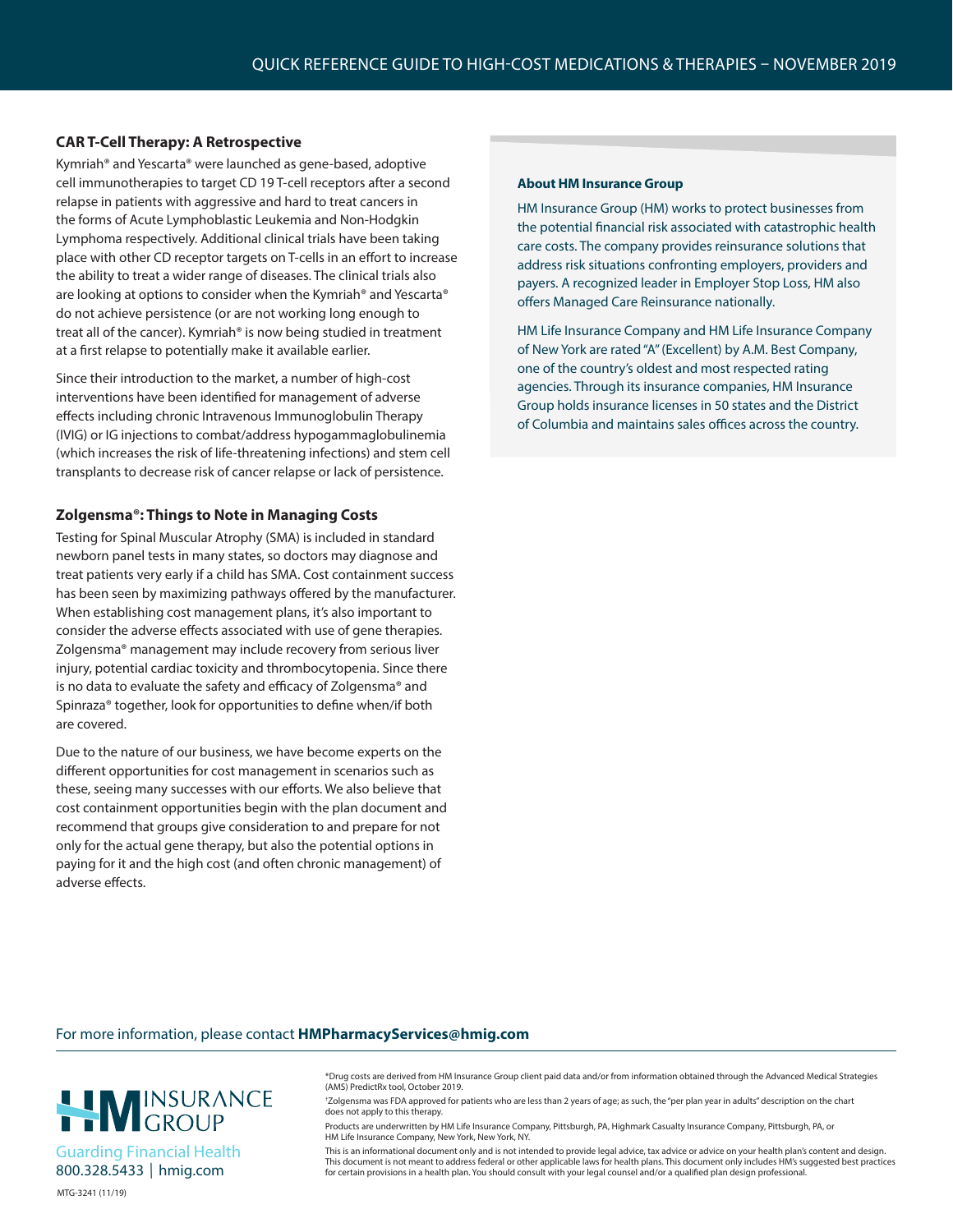### CAR T-Cell Therapy: A Retrospective

Kymriah® and Yescarta® were launched as gene-based, adoptive cell immunotherapies to target CD 19 T-cell receptors after a second relapse in patients with aggressive and hard to treat cancers in the forms of Acute Lymphoblastic Leukemia and Non-Hodgkin Lymphoma respectively. Additional clinical trials have been taking place with other CD receptor targets on T-cells in an effort to increase the ability to treat a wider range of diseases. The clinical trials also are looking at options to consider when the Kymriah® and Yescarta® do not achieve persistence (or are not working long enough to treat all of the cancer). Kymriah® is now being studied in treatment at a first relapse to potentially make it available earlier.

Since their introduction to the market, a number of high-cost interventions have been identified for management of adverse effects including chronic Intravenous Immunoglobulin Therapy (IVIG) or IG injections to combat/address hypogammaglobulinemia (which increases the risk of life-threatening infections) and stem cell transplants to decrease risk of cancer relapse or lack of persistence.

### Zolgensma®: Things to Note in Managing Costs

Testing for Spinal Muscular Atrophy (SMA) is included in standard newborn panel tests in many states, so doctors may diagnose and treat patients very early if a child has SMA. Cost containment success has been seen by maximizing pathways offered by the manufacturer. When establishing cost management plans, it's also important to consider the adverse effects associated with use of gene therapies. Zolgensma® management may include recovery from serious liver injury, potential cardiac toxicity and thrombocytopenia. Since there is no data to evaluate the safety and efficacy of Zolgensma® and Spinraza® together, look for opportunities to define when/if both are covered.

Due to the nature of our business, we have become experts on the different opportunities for cost management in scenarios such as these, seeing many successes with our efforts. We also believe that cost containment opportunities begin with the plan document and recommend that groups give consideration to and prepare for not only for the actual gene therapy, but also the potential options in paying for it and the high cost (and often chronic management) of adverse effects.

### About HM Insurance Group

HM Insurance Group (HM) works to protect businesses from the potential financial risk associated with catastrophic health care costs. The company provides reinsurance solutions that address risk situations confronting employers, providers and payers. A recognized leader in Employer Stop Loss, HM also offers Managed Care Reinsurance nationally.

HM Life Insurance Company and HM Life Insurance Company of New York are rated "A" (Excellent) by A.M. Best Company, one of the country's oldest and most respected rating agencies. Through its insurance companies, HM Insurance Group holds insurance licenses in 50 states and the District of Columbia and maintains sales offices across the country.

For more information, please contact **HMPharmacyServices@hmig.com**

HM INSURANCE GROUP
Guarding Financial Health
800.328.5433 | hmig.com

MTG-3241 (11/19)

*Drug costs are derived from HM Insurance Group client paid data and/or from information obtained through the Advanced Medical Strategies (AMS) PredictRx tool, October 2019.

†Zolgensma was FDA approved for patients who are less than 2 years of age; as such, the "per plan year in adults" description on the chart does not apply to this therapy.

Products are underwritten by HM Life Insurance Company, Pittsburgh, PA, Highmark Casualty Insurance Company, Pittsburgh, PA, or HM Life Insurance Company, New York, New York, NY.

This is an informational document only and is not intended to provide legal advice, tax advice or advice on your health plan's content and design. This document is not meant to address federal or other applicable laws for health plans. This document only includes HM's suggested best practices for certain provisions in a health plan. You should consult with your legal counsel and/or a qualified plan design professional.